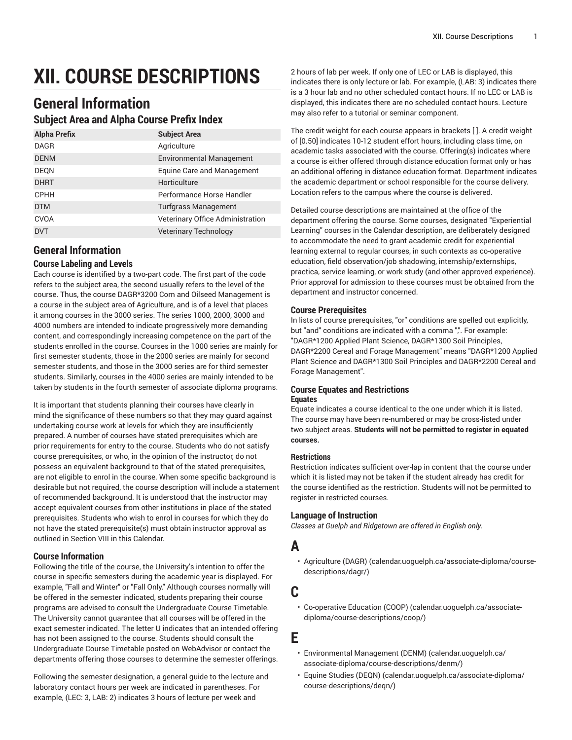# XII. COURSE DESCRIPTIONS

## General Information

### Subject Area and Alpha Course Prefix Index

| Alpha Prefix | Subject Area |
|---|---|
| DAGR | Agriculture |
| DENM | Environmental Management |
| DEQN | Equine Care and Management |
| DHRT | Horticulture |
| CPHH | Performance Horse Handler |
| DTM | Turfgrass Management |
| CVOA | Veterinary Office Administration |
| DVT | Veterinary Technology |

## General Information

### Course Labeling and Levels

Each course is identified by a two-part code. The first part of the code refers to the subject area, the second usually refers to the level of the course. Thus, the course DAGR*3200 Corn and Oilseed Management is a course in the subject area of Agriculture, and is of a level that places it among courses in the 3000 series. The series 1000, 2000, 3000 and 4000 numbers are intended to indicate progressively more demanding content, and correspondingly increasing competence on the part of the students enrolled in the course. Courses in the 1000 series are mainly for first semester students, those in the 2000 series are mainly for second semester students, and those in the 3000 series are for third semester students. Similarly, courses in the 4000 series are mainly intended to be taken by students in the fourth semester of associate diploma programs.

It is important that students planning their courses have clearly in mind the significance of these numbers so that they may guard against undertaking course work at levels for which they are insufficiently prepared. A number of courses have stated prerequisites which are prior requirements for entry to the course. Students who do not satisfy course prerequisites, or who, in the opinion of the instructor, do not possess an equivalent background to that of the stated prerequisites, are not eligible to enrol in the course. When some specific background is desirable but not required, the course description will include a statement of recommended background. It is understood that the instructor may accept equivalent courses from other institutions in place of the stated prerequisites. Students who wish to enrol in courses for which they do not have the stated prerequisite(s) must obtain instructor approval as outlined in Section VIII in this Calendar.

### Course Information

Following the title of the course, the University's intention to offer the course in specific semesters during the academic year is displayed. For example, "Fall and Winter" or "Fall Only." Although courses normally will be offered in the semester indicated, students preparing their course programs are advised to consult the Undergraduate Course Timetable. The University cannot guarantee that all courses will be offered in the exact semester indicated. The letter U indicates that an intended offering has not been assigned to the course. Students should consult the Undergraduate Course Timetable posted on WebAdvisor or contact the departments offering those courses to determine the semester offerings.

Following the semester designation, a general guide to the lecture and laboratory contact hours per week are indicated in parentheses. For example, (LEC: 3, LAB: 2) indicates 3 hours of lecture per week and 2 hours of lab per week. If only one of LEC or LAB is displayed, this indicates there is only lecture or lab. For example, (LAB: 3) indicates there is a 3 hour lab and no other scheduled contact hours. If no LEC or LAB is displayed, this indicates there are no scheduled contact hours. Lecture may also refer to a tutorial or seminar component.

The credit weight for each course appears in brackets [ ]. A credit weight of [0.50] indicates 10-12 student effort hours, including class time, on academic tasks associated with the course. Offering(s) indicates where a course is either offered through distance education format only or has an additional offering in distance education format. Department indicates the academic department or school responsible for the course delivery. Location refers to the campus where the course is delivered.

Detailed course descriptions are maintained at the office of the department offering the course. Some courses, designated "Experiential Learning" courses in the Calendar description, are deliberately designed to accommodate the need to grant academic credit for experiential learning external to regular courses, in such contexts as co-operative education, field observation/job shadowing, internship/externships, practica, service learning, or work study (and other approved experience). Prior approval for admission to these courses must be obtained from the department and instructor concerned.

### Course Prerequisites

In lists of course prerequisites, "or" conditions are spelled out explicitly, but "and" conditions are indicated with a comma ",". For example: "DAGR*1200 Applied Plant Science, DAGR*1300 Soil Principles, DAGR*2200 Cereal and Forage Management" means "DAGR*1200 Applied Plant Science and DAGR*1300 Soil Principles and DAGR*2200 Cereal and Forage Management".

### Course Equates and Restrictions

#### Equates

Equate indicates a course identical to the one under which it is listed. The course may have been re-numbered or may be cross-listed under two subject areas. **Students will not be permitted to register in equated courses.**

#### Restrictions

Restriction indicates sufficient over-lap in content that the course under which it is listed may not be taken if the student already has credit for the course identified as the restriction. Students will not be permitted to register in restricted courses.

### Language of Instruction

*Classes at Guelph and Ridgetown are offered in English only.*

## A

- Agriculture (DAGR) (calendar.uoguelph.ca/associate-diploma/course-descriptions/dagr/)

## C

- Co-operative Education (COOP) (calendar.uoguelph.ca/associate-diploma/course-descriptions/coop/)

## E

- Environmental Management (DENM) (calendar.uoguelph.ca/associate-diploma/course-descriptions/denm/)
- Equine Studies (DEQN) (calendar.uoguelph.ca/associate-diploma/course-descriptions/deqn/)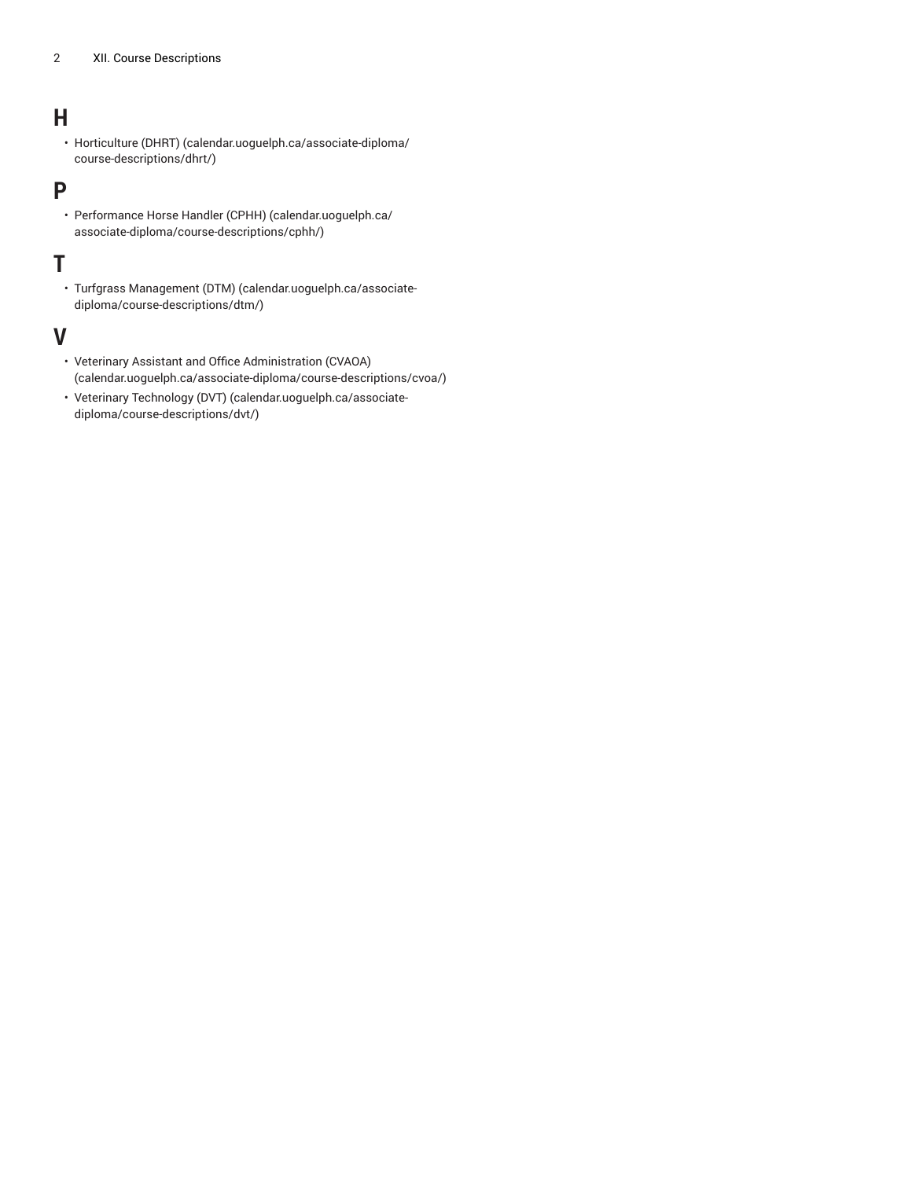## H

- Horticulture (DHRT) (calendar.uoguelph.ca/associate-diploma/course-descriptions/dhrt/)

## P

- Performance Horse Handler (CPHH) (calendar.uoguelph.ca/associate-diploma/course-descriptions/cphh/)

## T

- Turfgrass Management (DTM) (calendar.uoguelph.ca/associate-diploma/course-descriptions/dtm/)

## V

- Veterinary Assistant and Office Administration (CVAOA) (calendar.uoguelph.ca/associate-diploma/course-descriptions/cvoa/)
- Veterinary Technology (DVT) (calendar.uoguelph.ca/associate-diploma/course-descriptions/dvt/)